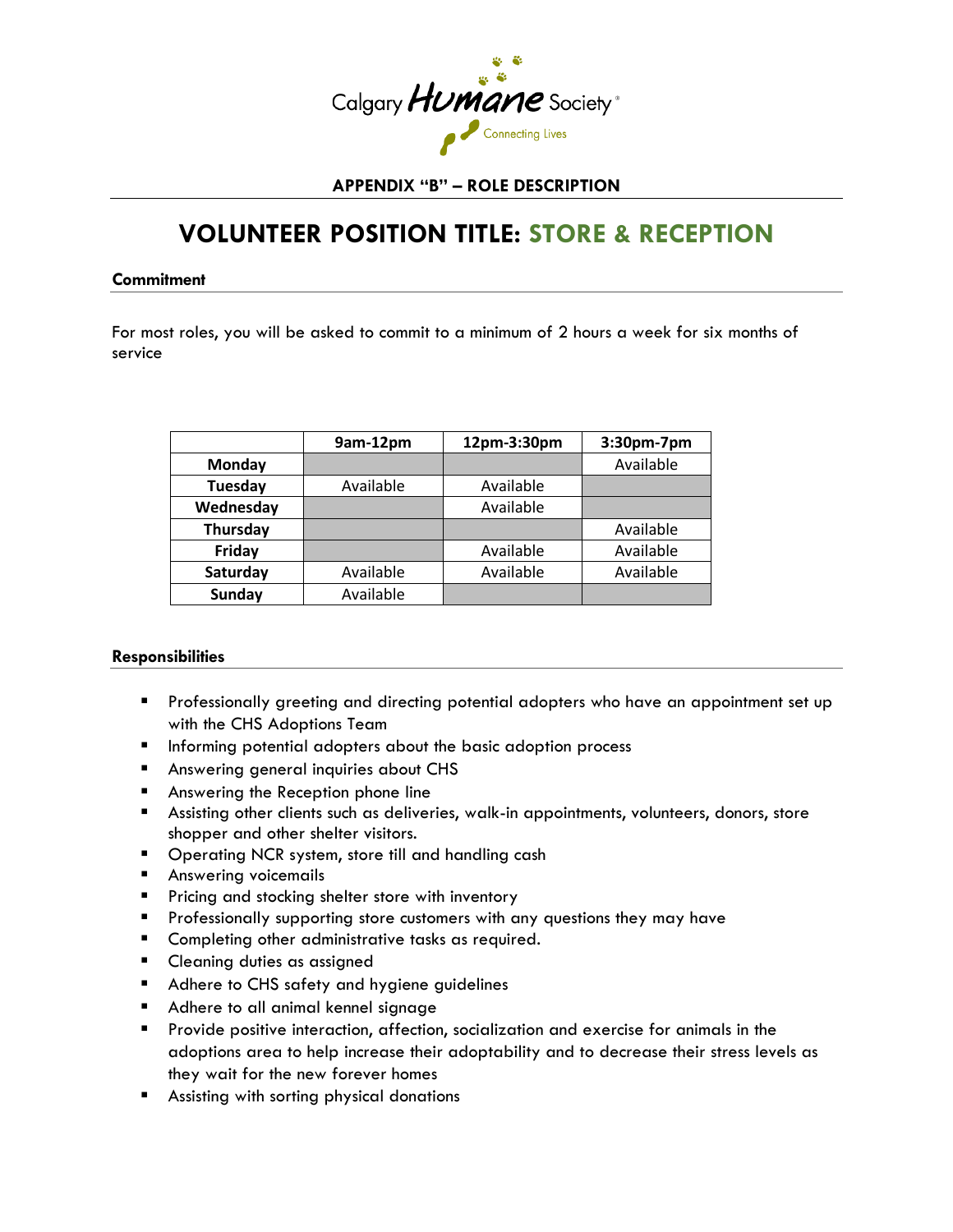Calgary Humane Society

Connecting Lives

**APPENDIX "B" – ROLE DESCRIPTION**

# VOLUNTEER POSITION TITLE: STORE & RECEPTION

### Commitment

For most roles, you will be asked to commit to a minimum of 2 hours a week for six months of service

| | 9am-12pm | 12pm-3:30pm | 3:30pm-7pm |
|---|---|---|---|
| **Monday** | | | Available |
| **Tuesday** | Available | Available | |
| **Wednesday** | | Available | |
| **Thursday** | | | Available |
| **Friday** | | Available | Available |
| **Saturday** | Available | Available | Available |
| **Sunday** | Available | | |

### Responsibilities

- Professionally greeting and directing potential adopters who have an appointment set up with the CHS Adoptions Team
- Informing potential adopters about the basic adoption process
- Answering general inquiries about CHS
- Answering the Reception phone line
- Assisting other clients such as deliveries, walk-in appointments, volunteers, donors, store shopper and other shelter visitors.
- Operating NCR system, store till and handling cash
- Answering voicemails
- Pricing and stocking shelter store with inventory
- Professionally supporting store customers with any questions they may have
- Completing other administrative tasks as required.
- Cleaning duties as assigned
- Adhere to CHS safety and hygiene guidelines
- Adhere to all animal kennel signage
- Provide positive interaction, affection, socialization and exercise for animals in the adoptions area to help increase their adoptability and to decrease their stress levels as they wait for the new forever homes
- Assisting with sorting physical donations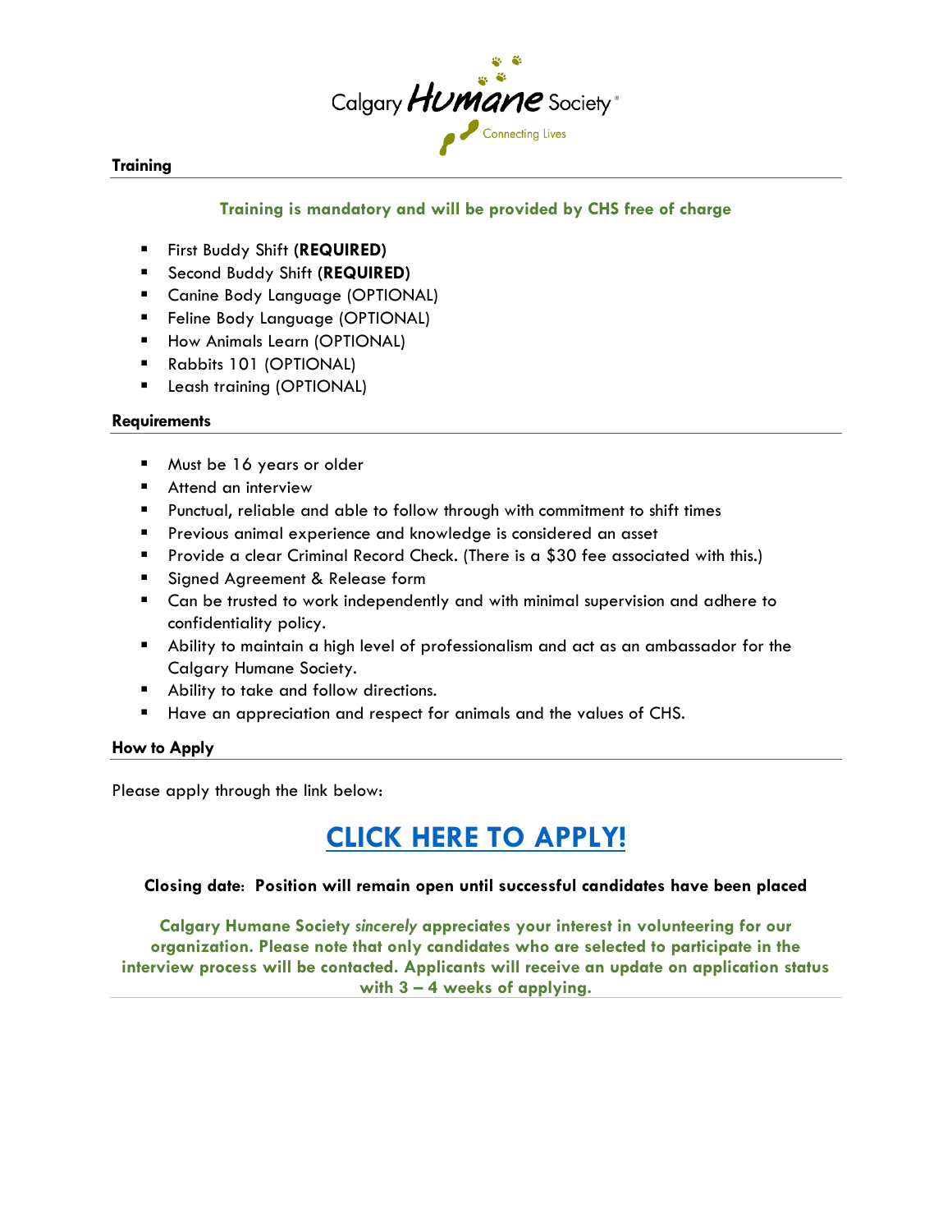## Training

**Training is mandatory and will be provided by CHS free of charge**

- First Buddy Shift **(REQUIRED)**
- Second Buddy Shift **(REQUIRED)**
- Canine Body Language (OPTIONAL)
- Feline Body Language (OPTIONAL)
- How Animals Learn (OPTIONAL)
- Rabbits 101 (OPTIONAL)
- Leash training (OPTIONAL)

## Requirements

- Must be 16 years or older
- Attend an interview
- Punctual, reliable and able to follow through with commitment to shift times
- Previous animal experience and knowledge is considered an asset
- Provide a clear Criminal Record Check. (There is a $30 fee associated with this.)
- Signed Agreement & Release form
- Can be trusted to work independently and with minimal supervision and adhere to confidentiality policy.
- Ability to maintain a high level of professionalism and act as an ambassador for the Calgary Humane Society.
- Ability to take and follow directions.
- Have an appreciation and respect for animals and the values of CHS.

## How to Apply

Please apply through the link below:

**CLICK HERE TO APPLY!**

**Closing date: Position will remain open until successful candidates have been placed**

**Calgary Humane Society *sincerely* appreciates your interest in volunteering for our organization. Please note that only candidates who are selected to participate in the interview process will be contacted. Applicants will receive an update on application status with 3 – 4 weeks of applying.**